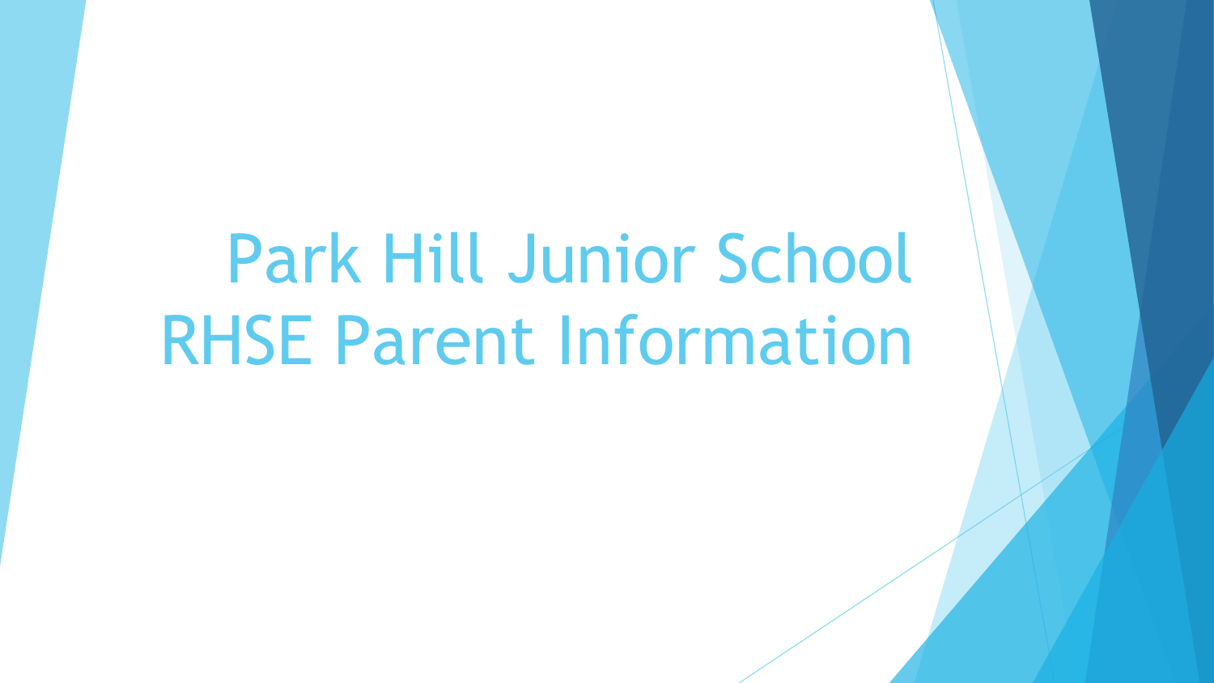# Park Hill Junior School RHSE Parent Information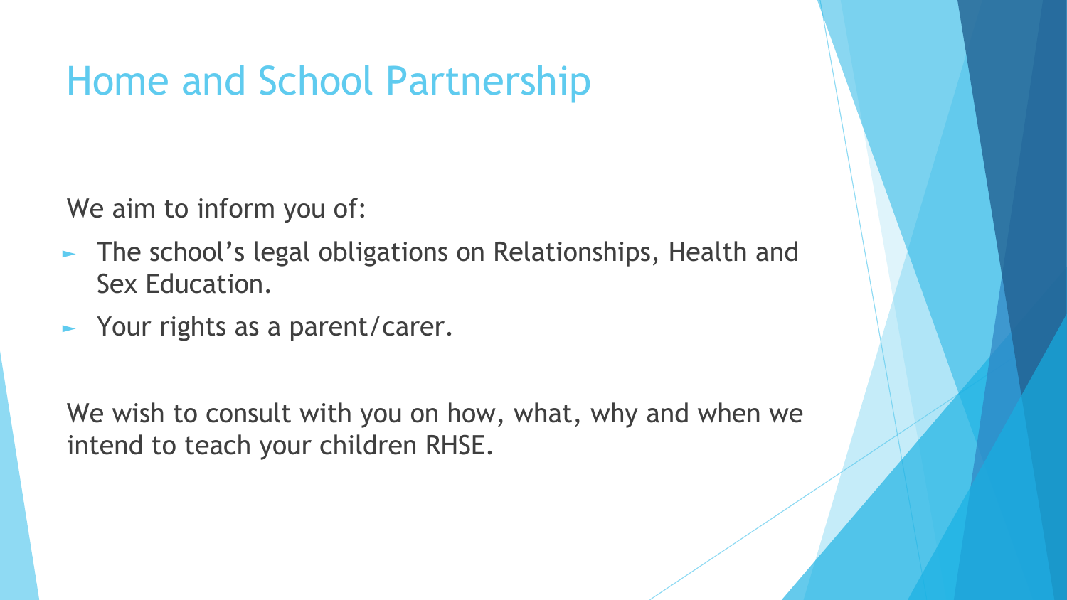# Home and School Partnership

We aim to inform you of:

- The school's legal obligations on Relationships, Health and Sex Education.
- Your rights as a parent/carer.

We wish to consult with you on how, what, why and when we intend to teach your children RHSE.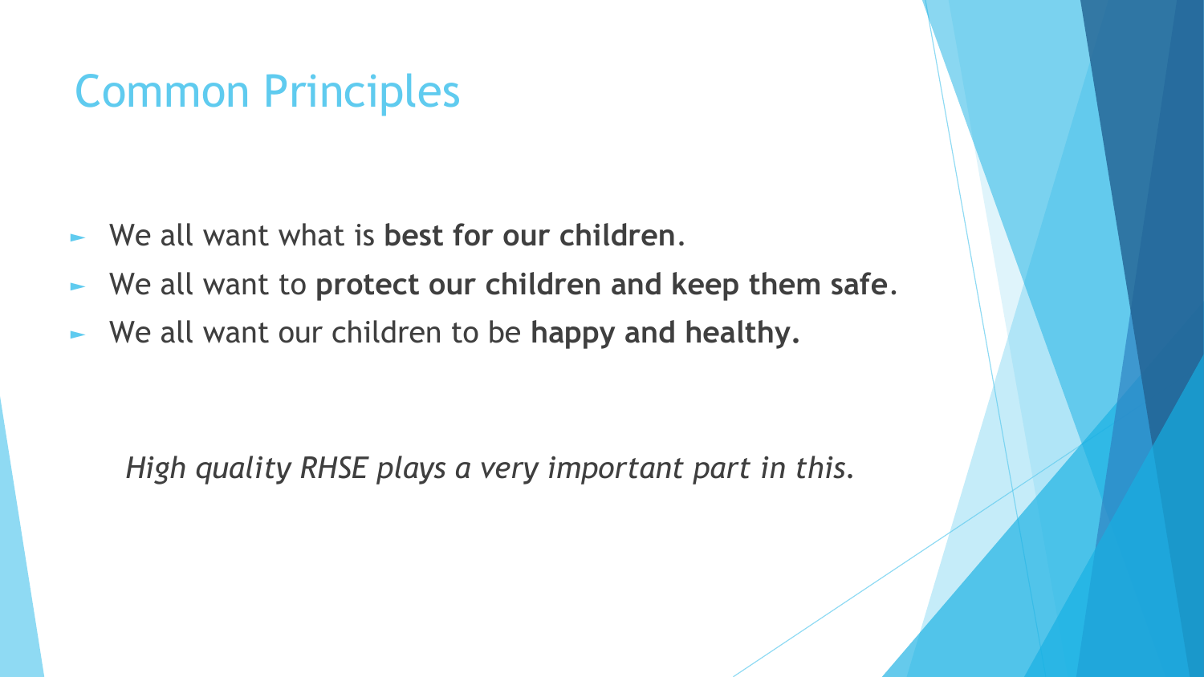# Common Principles

- We all want what is **best for our children**.
- We all want to **protect our children and keep them safe**.
- We all want our children to be **happy and healthy.**

*High quality RHSE plays a very important part in this.*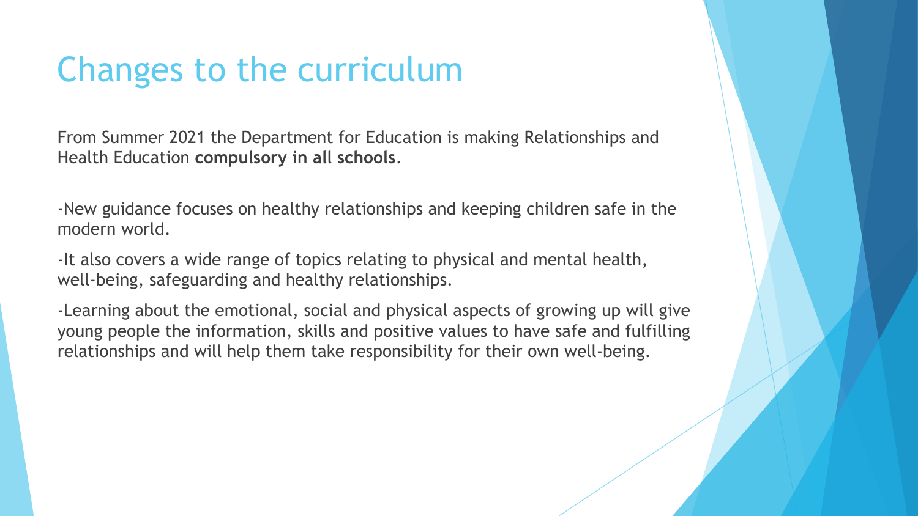# Changes to the curriculum

From Summer 2021 the Department for Education is making Relationships and Health Education **compulsory in all schools**.

-New guidance focuses on healthy relationships and keeping children safe in the modern world.

-It also covers a wide range of topics relating to physical and mental health, well-being, safeguarding and healthy relationships.

-Learning about the emotional, social and physical aspects of growing up will give young people the information, skills and positive values to have safe and fulfilling relationships and will help them take responsibility for their own well-being.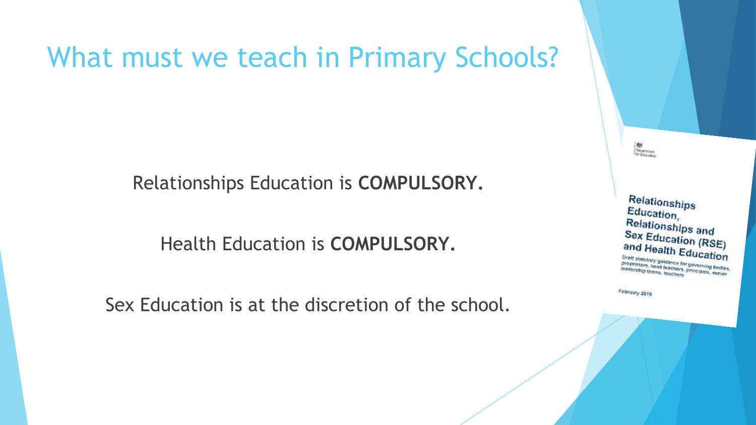# What must we teach in Primary Schools?

Relationships Education is **COMPULSORY.**

Health Education is **COMPULSORY.**

Sex Education is at the discretion of the school.

Department for Education

Relationships Education, Relationships and Sex Education (RSE) and Health Education

Draft statutory guidance for governing bodies, proprietors, head teachers, principals, senior leadership teams, teachers

February 2019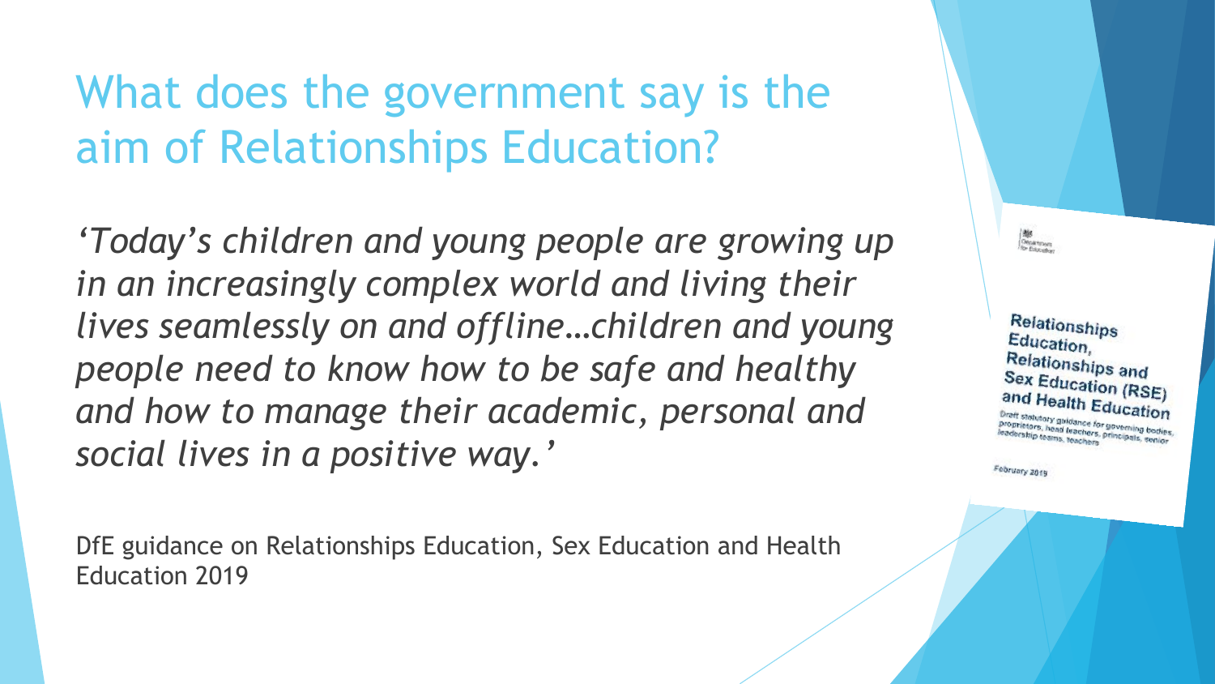# What does the government say is the aim of Relationships Education?

*'Today's children and young people are growing up in an increasingly complex world and living their lives seamlessly on and offline…children and young people need to know how to be safe and healthy and how to manage their academic, personal and social lives in a positive way.'*

DfE guidance on Relationships Education, Sex Education and Health Education 2019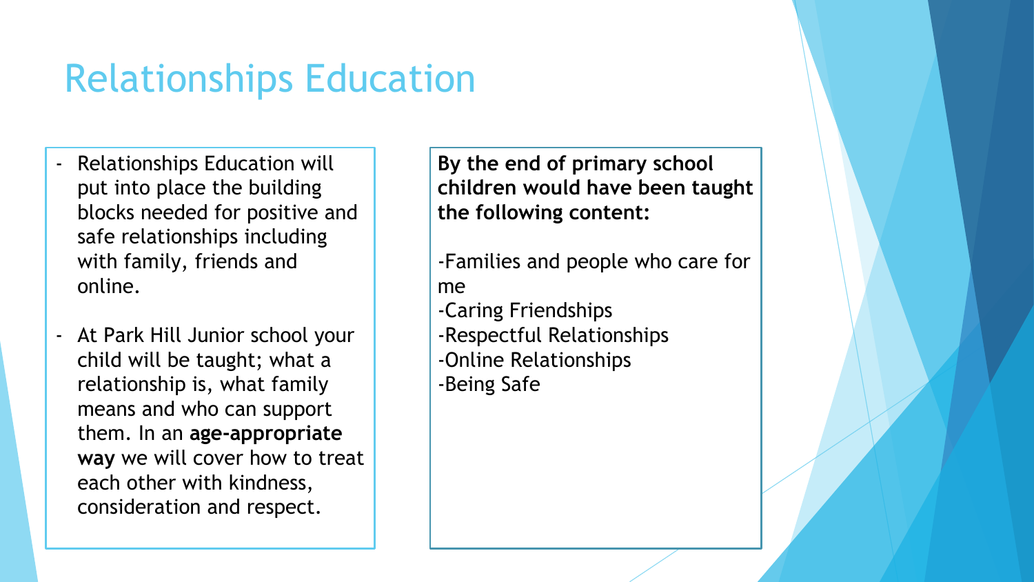# Relationships Education

- Relationships Education will put into place the building blocks needed for positive and safe relationships including with family, friends and online.

- At Park Hill Junior school your child will be taught; what a relationship is, what family means and who can support them. In an **age-appropriate way** we will cover how to treat each other with kindness, consideration and respect.

**By the end of primary school children would have been taught the following content:**

-Families and people who care for me
-Caring Friendships
-Respectful Relationships
-Online Relationships
-Being Safe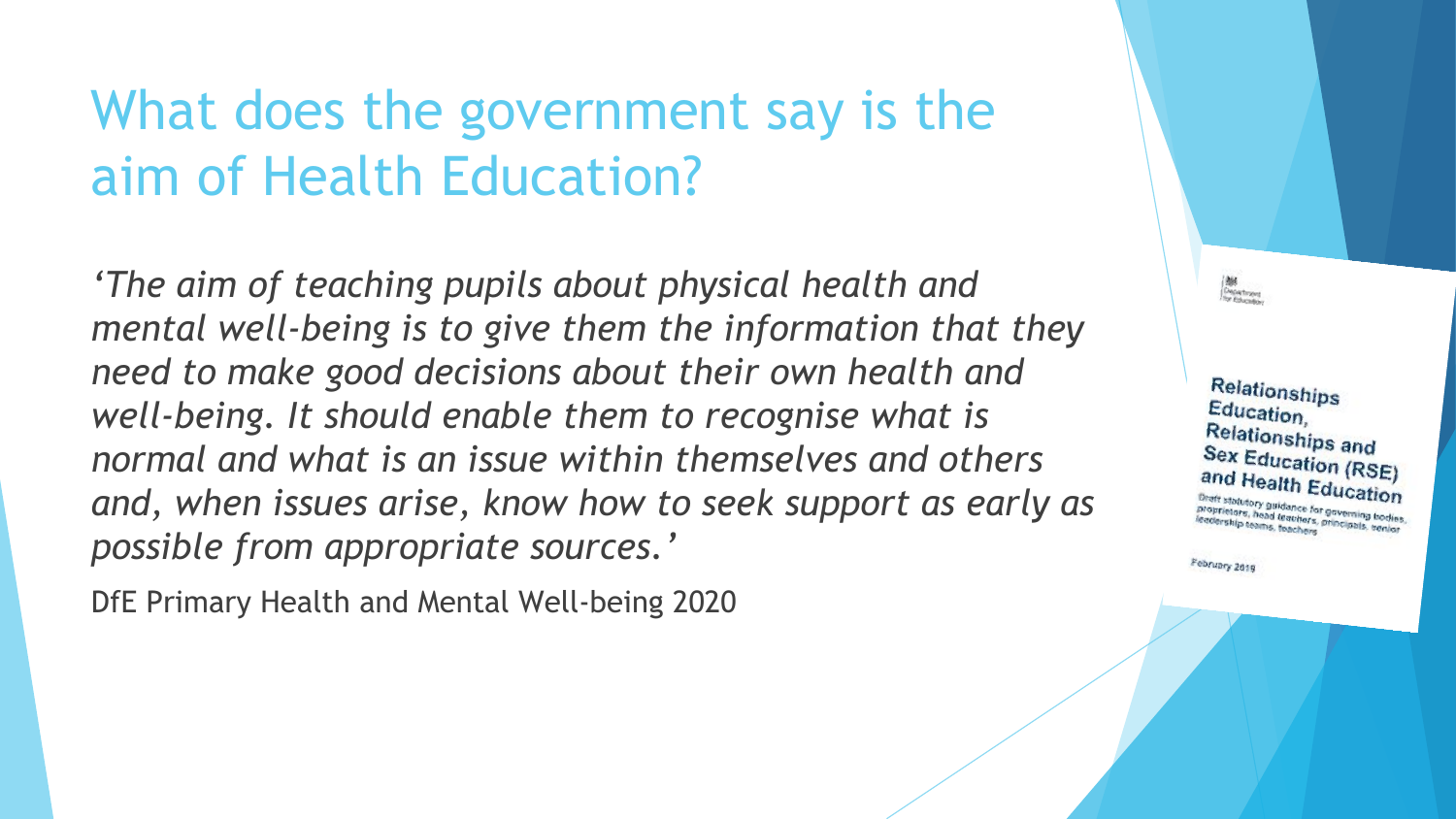# What does the government say is the aim of Health Education?

*'The aim of teaching pupils about physical health and mental well-being is to give them the information that they need to make good decisions about their own health and well-being. It should enable them to recognise what is normal and what is an issue within themselves and others and, when issues arise, know how to seek support as early as possible from appropriate sources.'*

DfE Primary Health and Mental Well-being 2020

Department for Education

Relationships Education, Relationships and Sex Education (RSE) and Health Education

Draft statutory guidance for governing bodies, proprietors, head teachers, principals, senior leadership teams, teachers

February 2019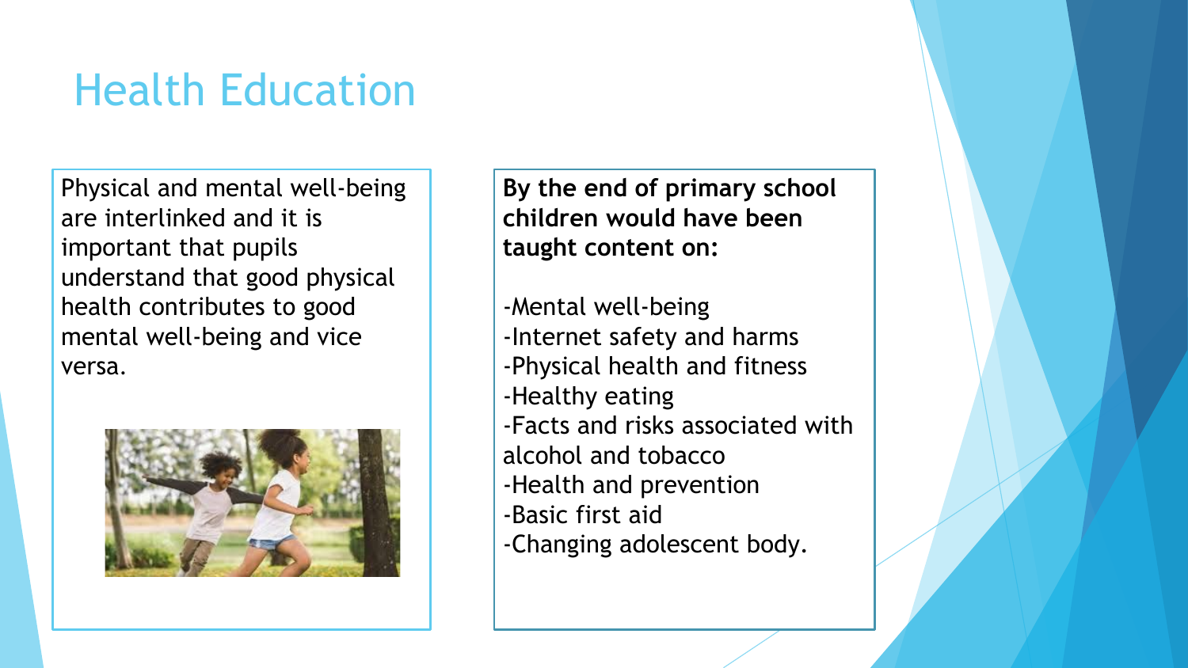# Health Education

Physical and mental well-being are interlinked and it is important that pupils understand that good physical health contributes to good mental well-being and vice versa.

**By the end of primary school children would have been taught content on:**

-Mental well-being
-Internet safety and harms
-Physical health and fitness
-Healthy eating
-Facts and risks associated with alcohol and tobacco
-Health and prevention
-Basic first aid
-Changing adolescent body.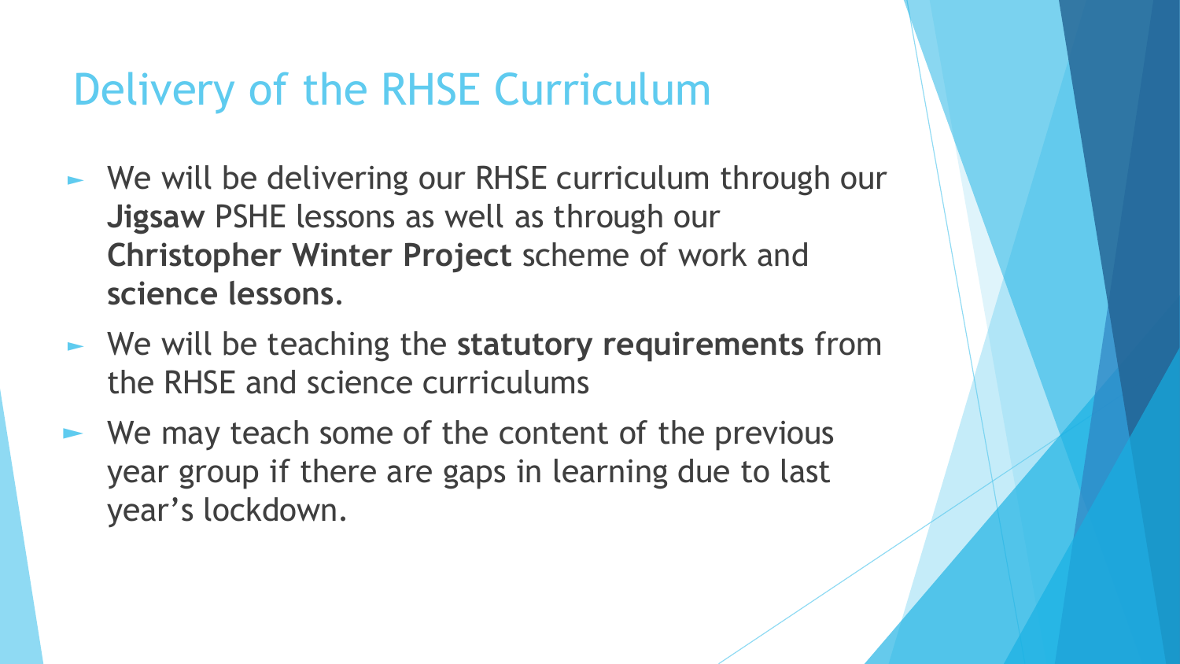# Delivery of the RHSE Curriculum

- We will be delivering our RHSE curriculum through our **Jigsaw** PSHE lessons as well as through our **Christopher Winter Project** scheme of work and **science lessons**.
- We will be teaching the **statutory requirements** from the RHSE and science curriculums
- We may teach some of the content of the previous year group if there are gaps in learning due to last year's lockdown.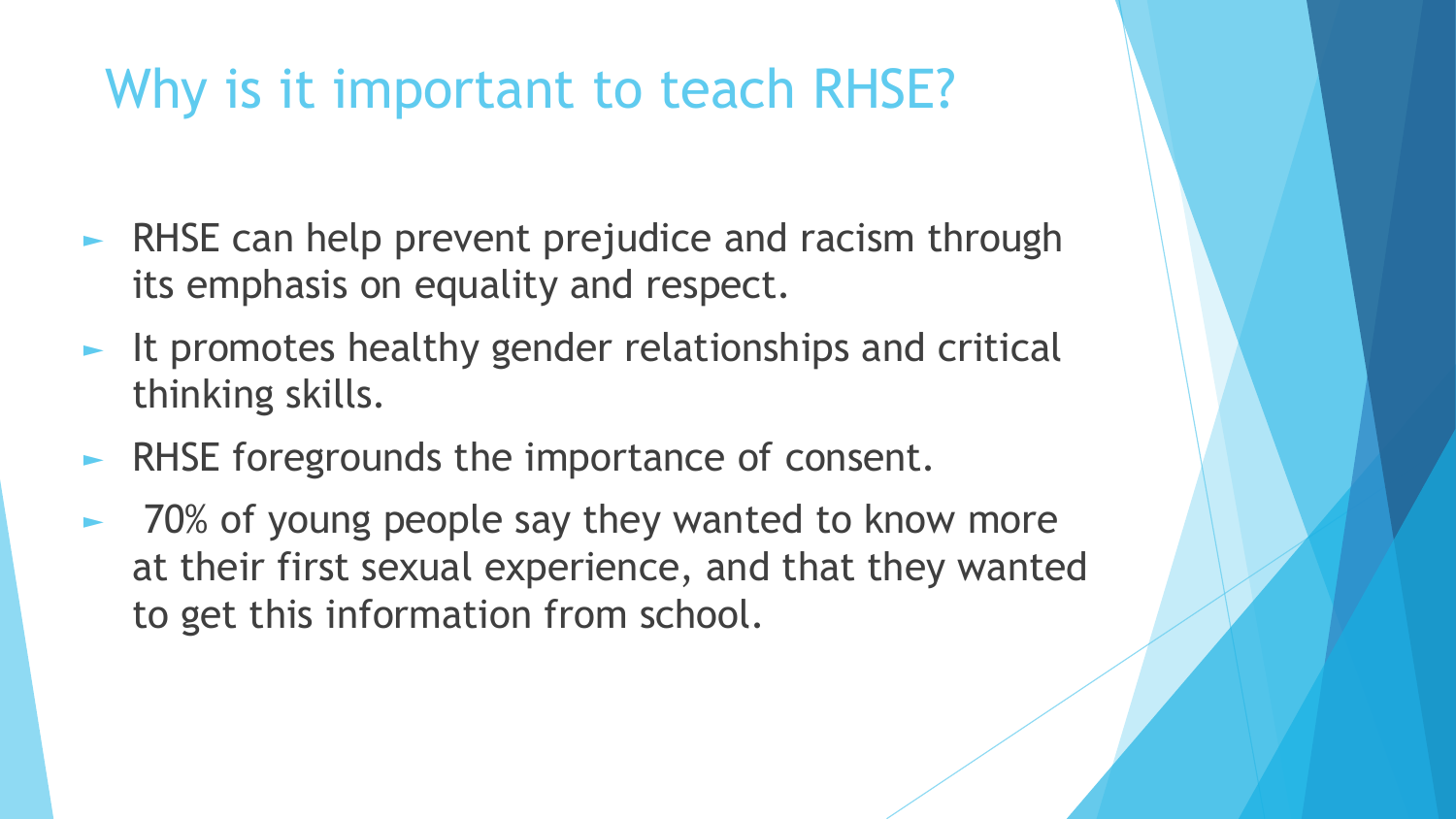# Why is it important to teach RHSE?

- RHSE can help prevent prejudice and racism through its emphasis on equality and respect.
- It promotes healthy gender relationships and critical thinking skills.
- RHSE foregrounds the importance of consent.
- 70% of young people say they wanted to know more at their first sexual experience, and that they wanted to get this information from school.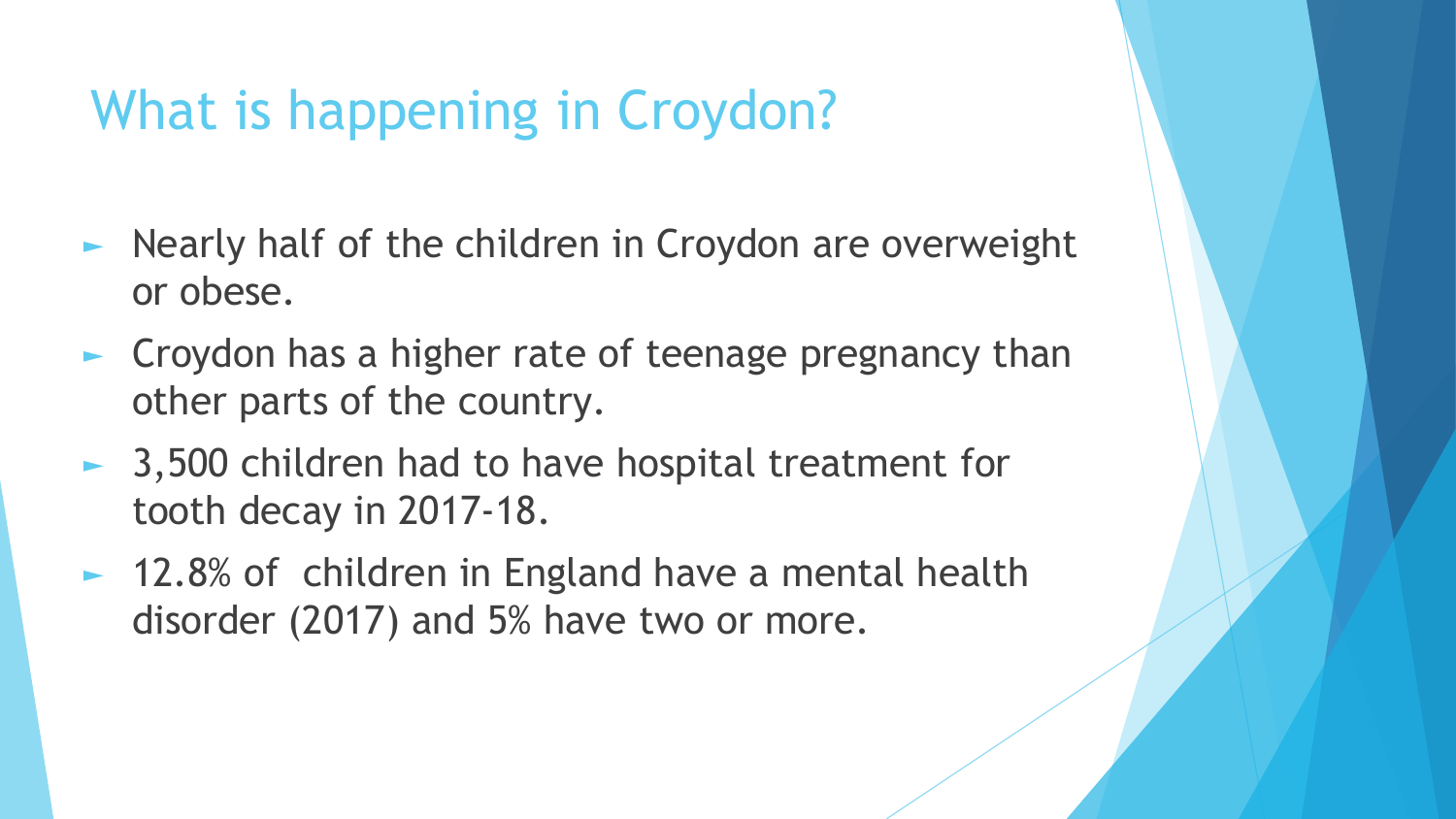# What is happening in Croydon?

- Nearly half of the children in Croydon are overweight or obese.
- Croydon has a higher rate of teenage pregnancy than other parts of the country.
- 3,500 children had to have hospital treatment for tooth decay in 2017-18.
- 12.8% of children in England have a mental health disorder (2017) and 5% have two or more.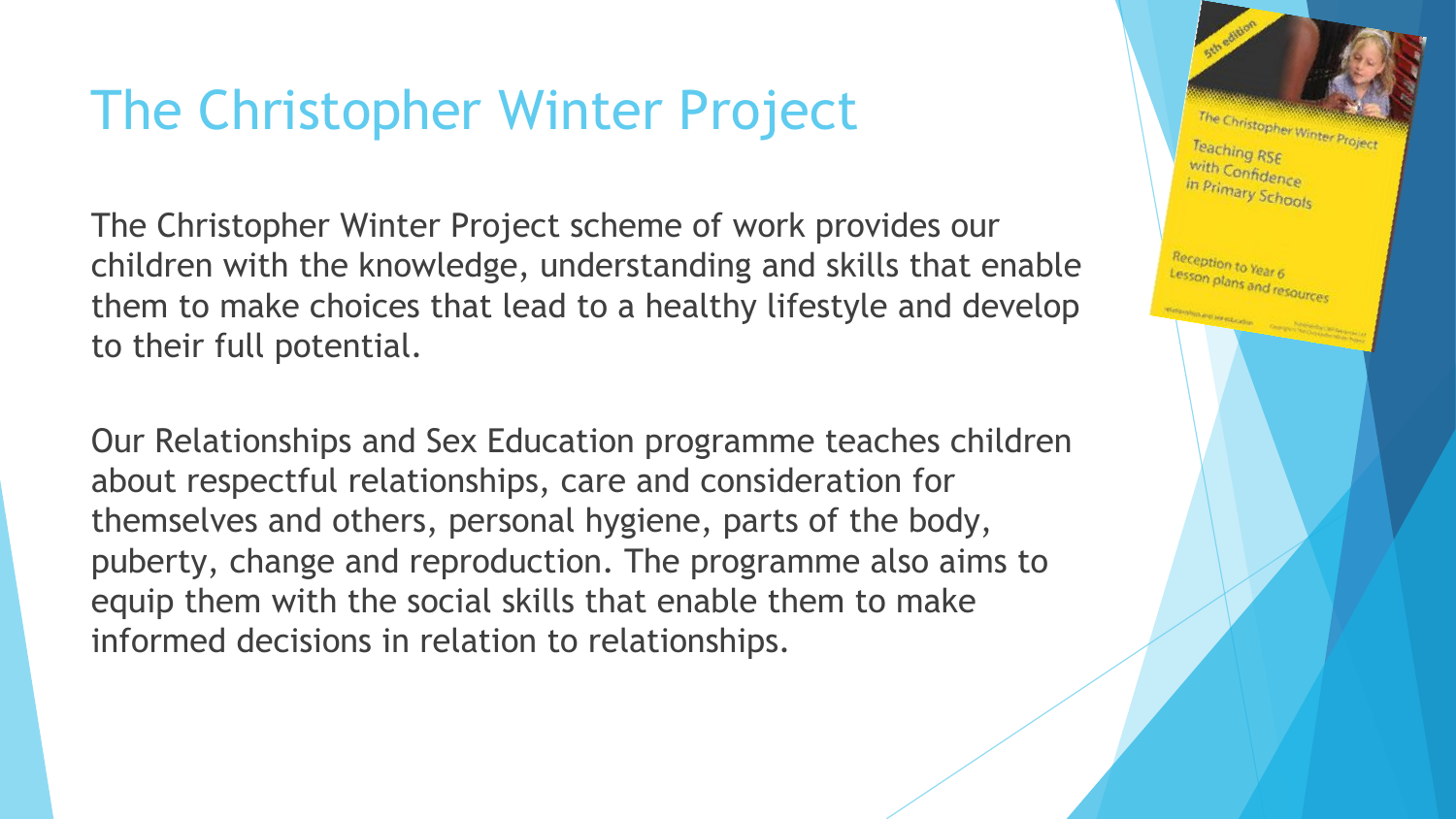# The Christopher Winter Project

The Christopher Winter Project scheme of work provides our children with the knowledge, understanding and skills that enable them to make choices that lead to a healthy lifestyle and develop to their full potential.

Our Relationships and Sex Education programme teaches children about respectful relationships, care and consideration for themselves and others, personal hygiene, parts of the body, puberty, change and reproduction. The programme also aims to equip them with the social skills that enable them to make informed decisions in relation to relationships.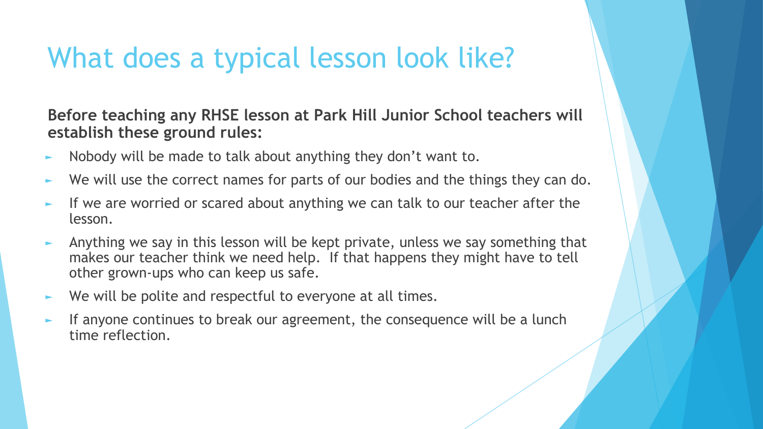# What does a typical lesson look like?

**Before teaching any RHSE lesson at Park Hill Junior School teachers will establish these ground rules:**

- Nobody will be made to talk about anything they don't want to.
- We will use the correct names for parts of our bodies and the things they can do.
- If we are worried or scared about anything we can talk to our teacher after the lesson.
- Anything we say in this lesson will be kept private, unless we say something that makes our teacher think we need help. If that happens they might have to tell other grown-ups who can keep us safe.
- We will be polite and respectful to everyone at all times.
- If anyone continues to break our agreement, the consequence will be a lunch time reflection.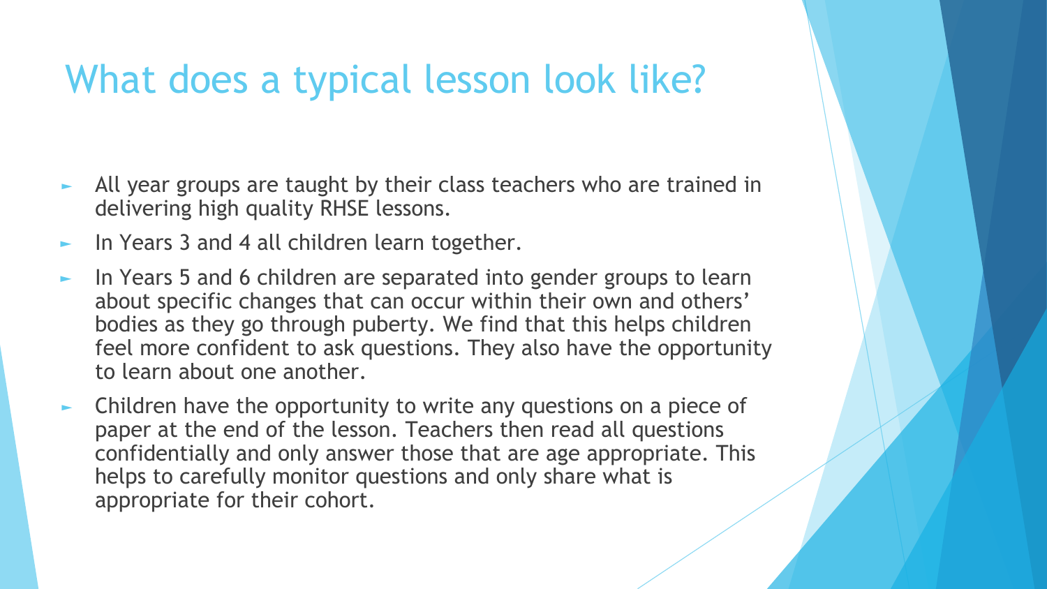# What does a typical lesson look like?

- All year groups are taught by their class teachers who are trained in delivering high quality RHSE lessons.
- In Years 3 and 4 all children learn together.
- In Years 5 and 6 children are separated into gender groups to learn about specific changes that can occur within their own and others' bodies as they go through puberty. We find that this helps children feel more confident to ask questions. They also have the opportunity to learn about one another.
- Children have the opportunity to write any questions on a piece of paper at the end of the lesson. Teachers then read all questions confidentially and only answer those that are age appropriate. This helps to carefully monitor questions and only share what is appropriate for their cohort.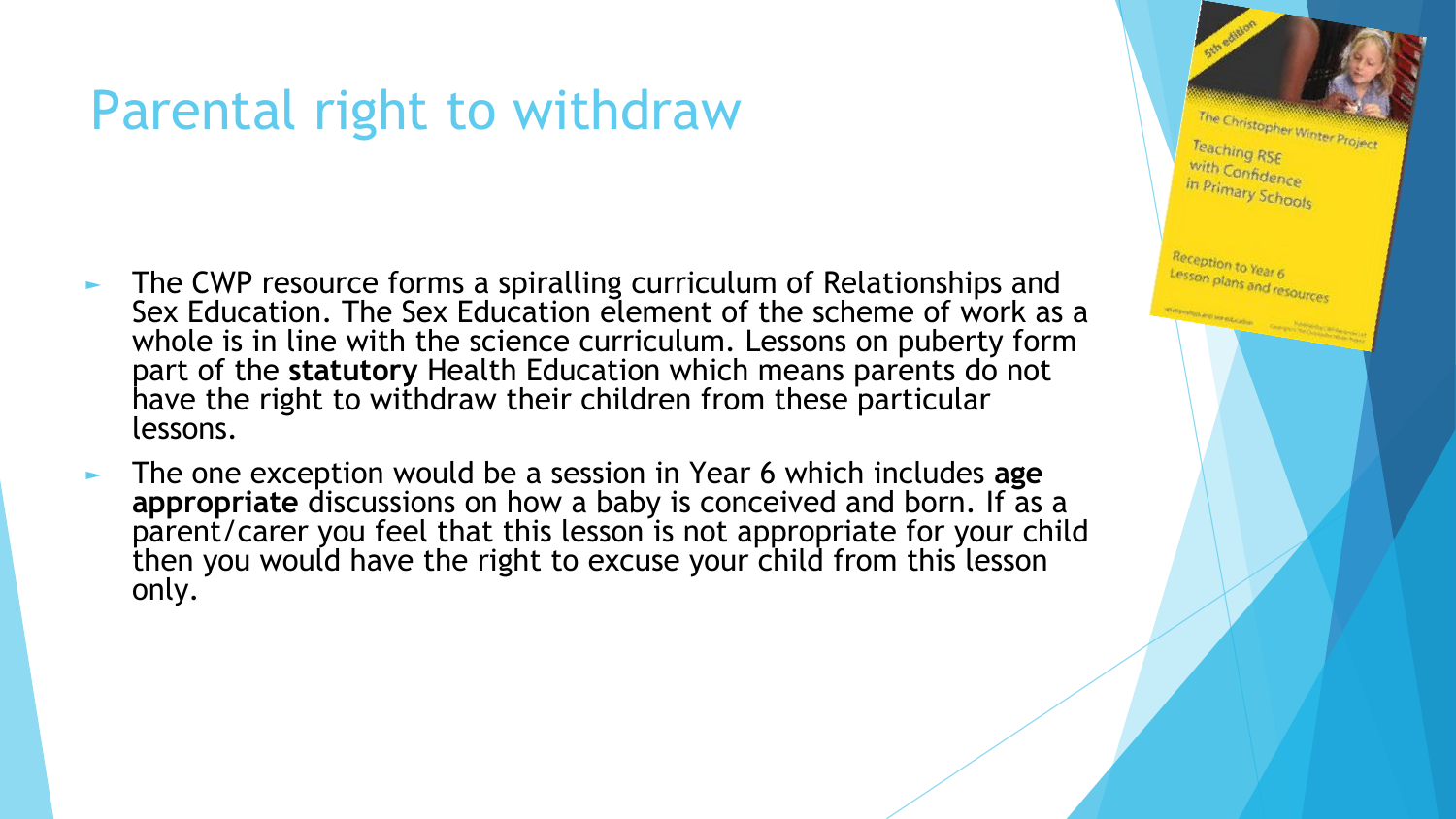# Parental right to withdraw

- The CWP resource forms a spiralling curriculum of Relationships and Sex Education. The Sex Education element of the scheme of work as a whole is in line with the science curriculum. Lessons on puberty form part of the **statutory** Health Education which means parents do not have the right to withdraw their children from these particular lessons.
- The one exception would be a session in Year 6 which includes **age appropriate** discussions on how a baby is conceived and born. If as a parent/carer you feel that this lesson is not appropriate for your child then you would have the right to excuse your child from this lesson only.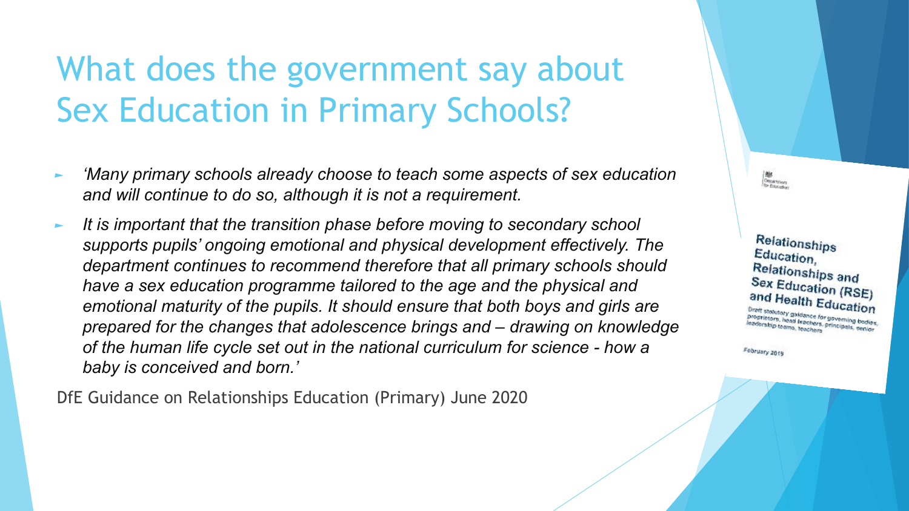# What does the government say about Sex Education in Primary Schools?

- *'Many primary schools already choose to teach some aspects of sex education and will continue to do so, although it is not a requirement.*
- *It is important that the transition phase before moving to secondary school supports pupils' ongoing emotional and physical development effectively. The department continues to recommend therefore that all primary schools should have a sex education programme tailored to the age and the physical and emotional maturity of the pupils. It should ensure that both boys and girls are prepared for the changes that adolescence brings and – drawing on knowledge of the human life cycle set out in the national curriculum for science - how a baby is conceived and born.'*

DfE Guidance on Relationships Education (Primary) June 2020

Relationships Education, Relationships and Sex Education (RSE) and Health Education

Draft statutory guidance for governing bodies, proprietors, head teachers, principals, senior leadership teams, teachers

February 2019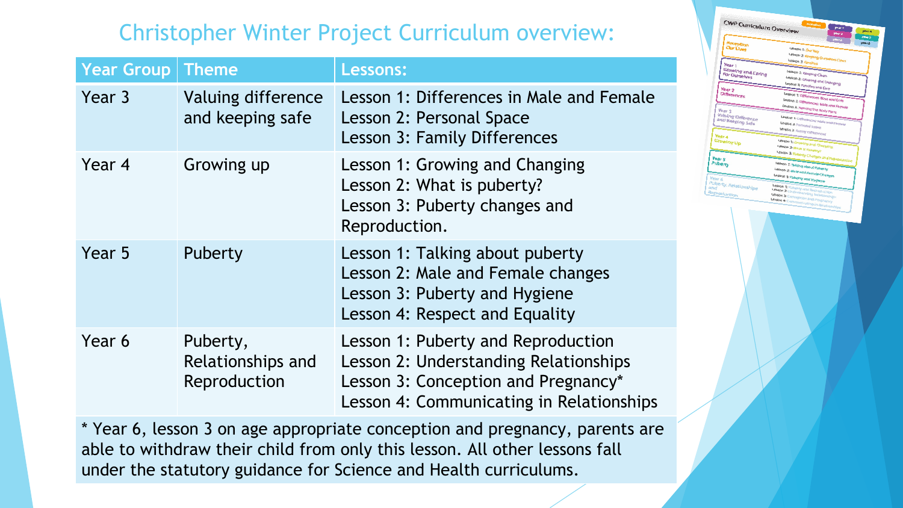# Christopher Winter Project Curriculum overview:

| Year Group | Theme | Lessons: |
| --- | --- | --- |
| Year 3 | Valuing difference and keeping safe | Lesson 1: Differences in Male and Female<br>Lesson 2: Personal Space<br>Lesson 3: Family Differences |
| Year 4 | Growing up | Lesson 1: Growing and Changing<br>Lesson 2: What is puberty?<br>Lesson 3: Puberty changes and Reproduction. |
| Year 5 | Puberty | Lesson 1: Talking about puberty<br>Lesson 2: Male and Female changes<br>Lesson 3: Puberty and Hygiene<br>Lesson 4: Respect and Equality |
| Year 6 | Puberty, Relationships and Reproduction | Lesson 1: Puberty and Reproduction<br>Lesson 2: Understanding Relationships<br>Lesson 3: Conception and Pregnancy*<br>Lesson 4: Communicating in Relationships |

* Year 6, lesson 3 on age appropriate conception and pregnancy, parents are able to withdraw their child from only this lesson. All other lessons fall under the statutory guidance for Science and Health curriculums.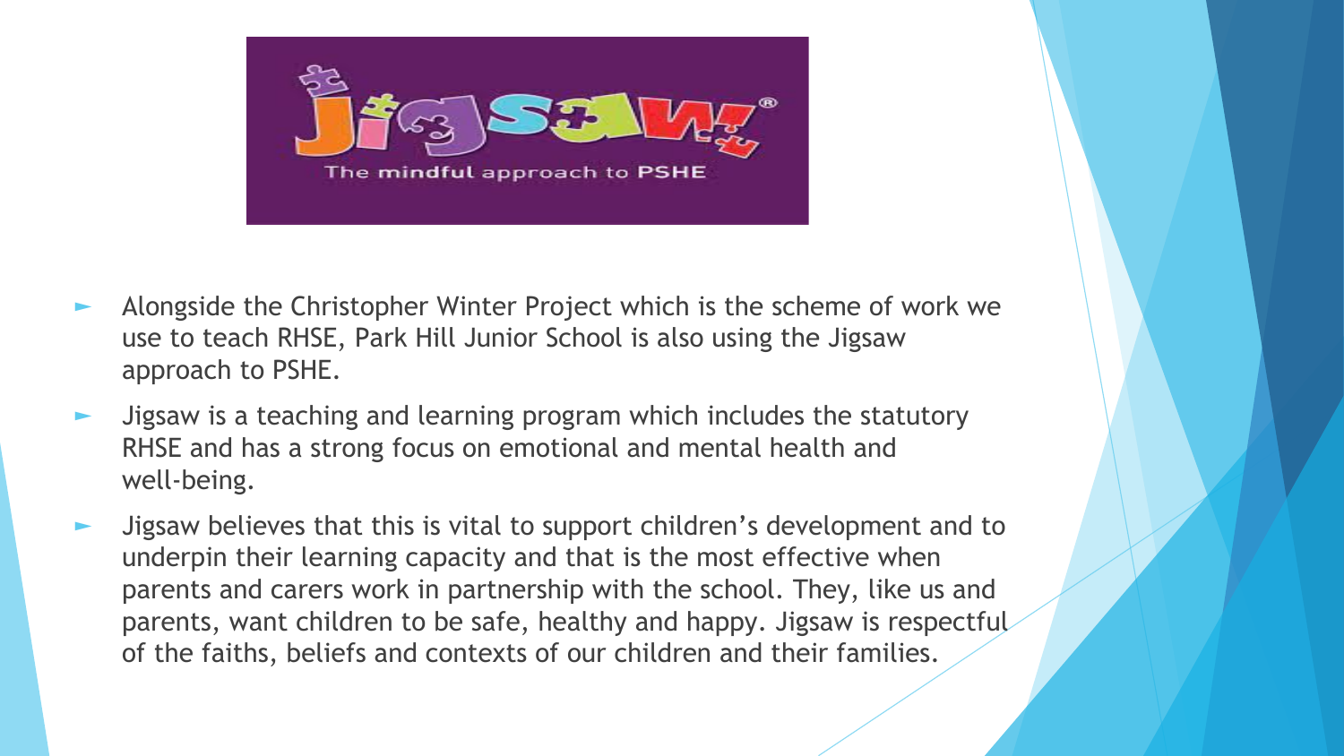- Alongside the Christopher Winter Project which is the scheme of work we use to teach RHSE, Park Hill Junior School is also using the Jigsaw approach to PSHE.
- Jigsaw is a teaching and learning program which includes the statutory RHSE and has a strong focus on emotional and mental health and well-being.
- Jigsaw believes that this is vital to support children's development and to underpin their learning capacity and that is the most effective when parents and carers work in partnership with the school. They, like us and parents, want children to be safe, healthy and happy. Jigsaw is respectful of the faiths, beliefs and contexts of our children and their families.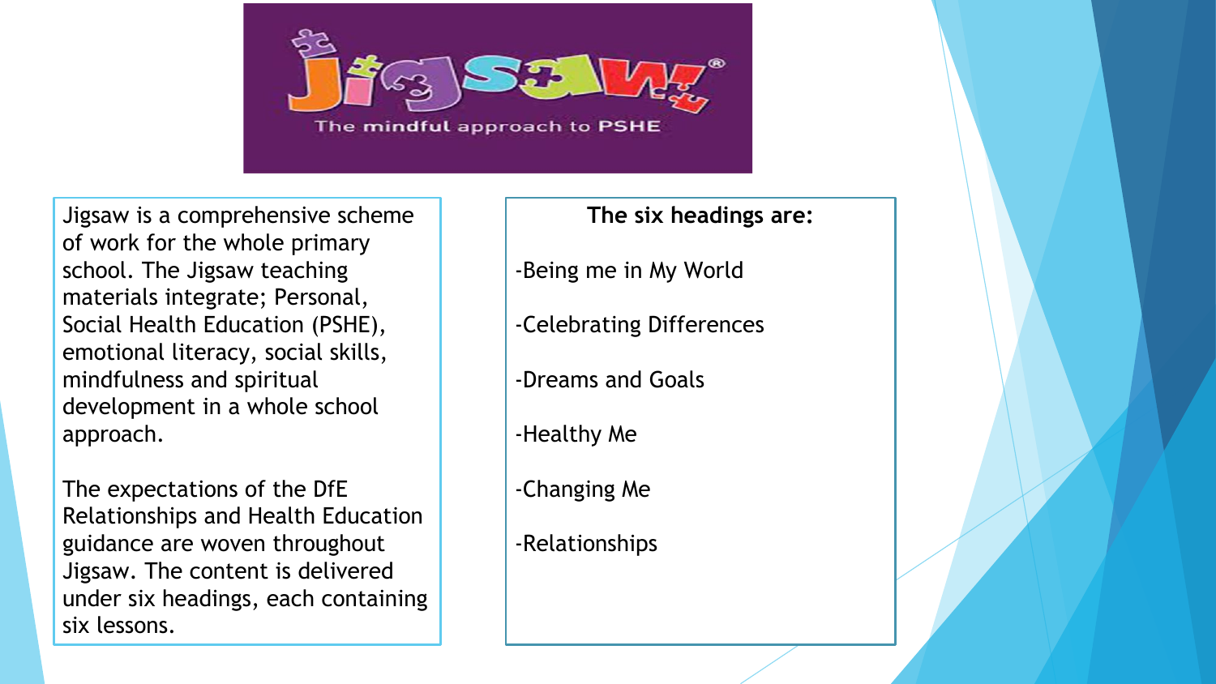Jigsaw

The mindful approach to PSHE

Jigsaw is a comprehensive scheme of work for the whole primary school. The Jigsaw teaching materials integrate; Personal, Social Health Education (PSHE), emotional literacy, social skills, mindfulness and spiritual development in a whole school approach.

The expectations of the DfE Relationships and Health Education guidance are woven throughout Jigsaw. The content is delivered under six headings, each containing six lessons.

**The six headings are:**

-Being me in My World

-Celebrating Differences

-Dreams and Goals

-Healthy Me

-Changing Me

-Relationships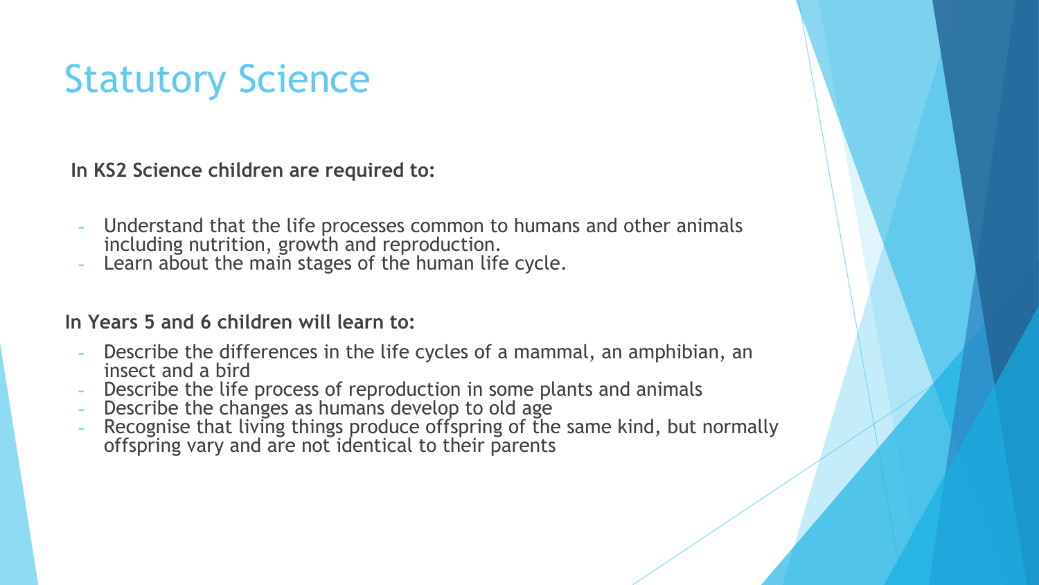# Statutory Science

**In KS2 Science children are required to:**

- Understand that the life processes common to humans and other animals including nutrition, growth and reproduction.
- Learn about the main stages of the human life cycle.

**In Years 5 and 6 children will learn to:**

- Describe the differences in the life cycles of a mammal, an amphibian, an insect and a bird
- Describe the life process of reproduction in some plants and animals
- Describe the changes as humans develop to old age
- Recognise that living things produce offspring of the same kind, but normally offspring vary and are not identical to their parents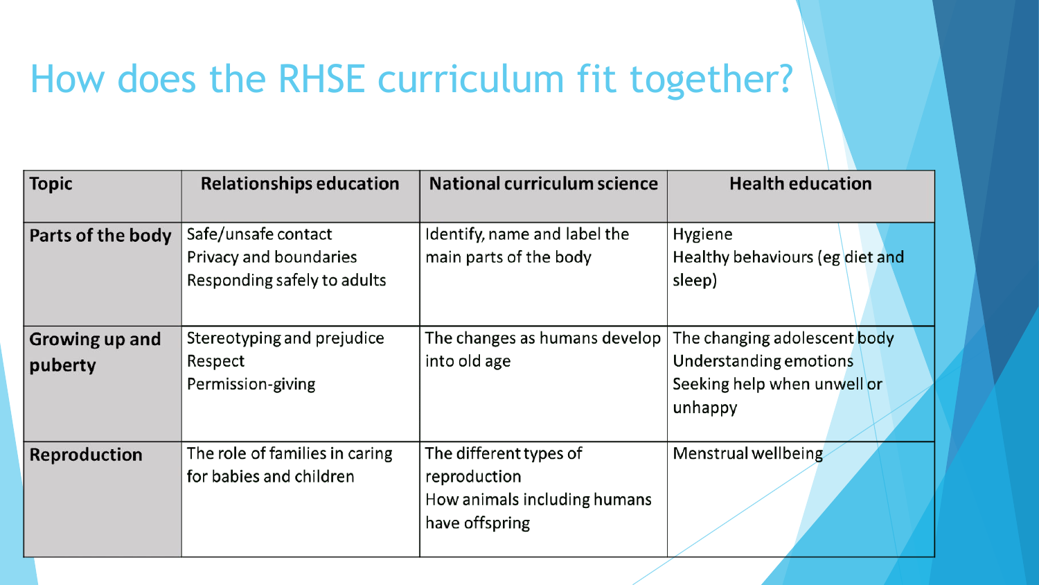# How does the RHSE curriculum fit together?

| Topic | Relationships education | National curriculum science | Health education |
| --- | --- | --- | --- |
| **Parts of the body** | Safe/unsafe contact<br>Privacy and boundaries<br>Responding safely to adults | Identify, name and label the main parts of the body | Hygiene<br>Healthy behaviours (eg diet and sleep) |
| **Growing up and puberty** | Stereotyping and prejudice<br>Respect<br>Permission-giving | The changes as humans develop into old age | The changing adolescent body<br>Understanding emotions<br>Seeking help when unwell or unhappy |
| **Reproduction** | The role of families in caring for babies and children | The different types of reproduction<br>How animals including humans have offspring | Menstrual wellbeing |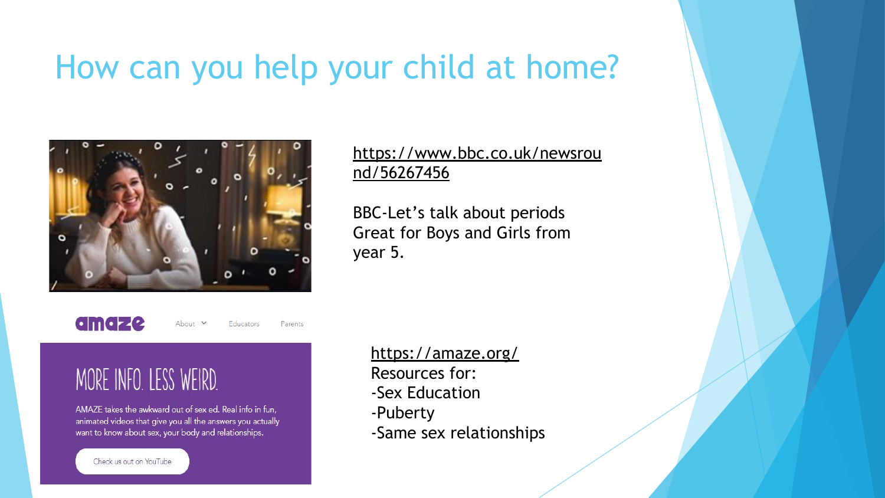# How can you help your child at home?

https://www.bbc.co.uk/newsround/56267456

BBC-Let's talk about periods
Great for Boys and Girls from year 5.

amaze

About Educators Parents

MORE INFO. LESS WEIRD.

AMAZE takes the awkward out of sex ed. Real info in fun, animated videos that give you all the answers you actually want to know about sex, your body and relationships.

Check us out on YouTube

https://amaze.org/

Resources for:

- Sex Education
- Puberty
- Same sex relationships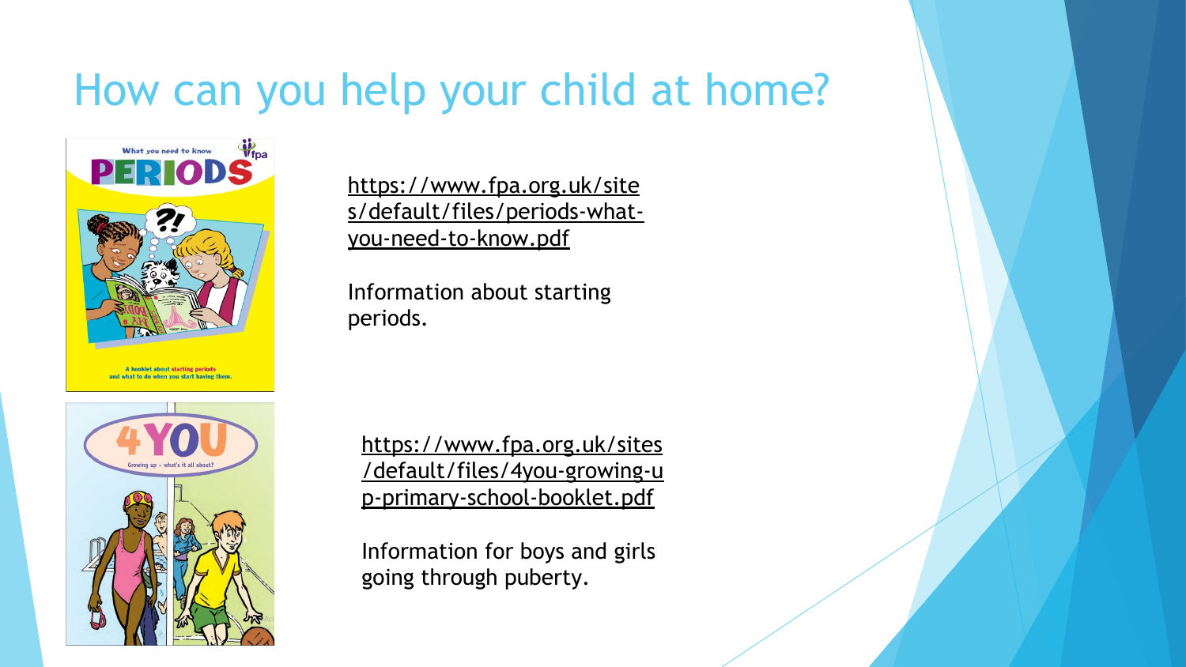# How can you help your child at home?

https://www.fpa.org.uk/sites/default/files/periods-what-you-need-to-know.pdf

Information about starting periods.

https://www.fpa.org.uk/sites/default/files/4you-growing-up-primary-school-booklet.pdf

Information for boys and girls going through puberty.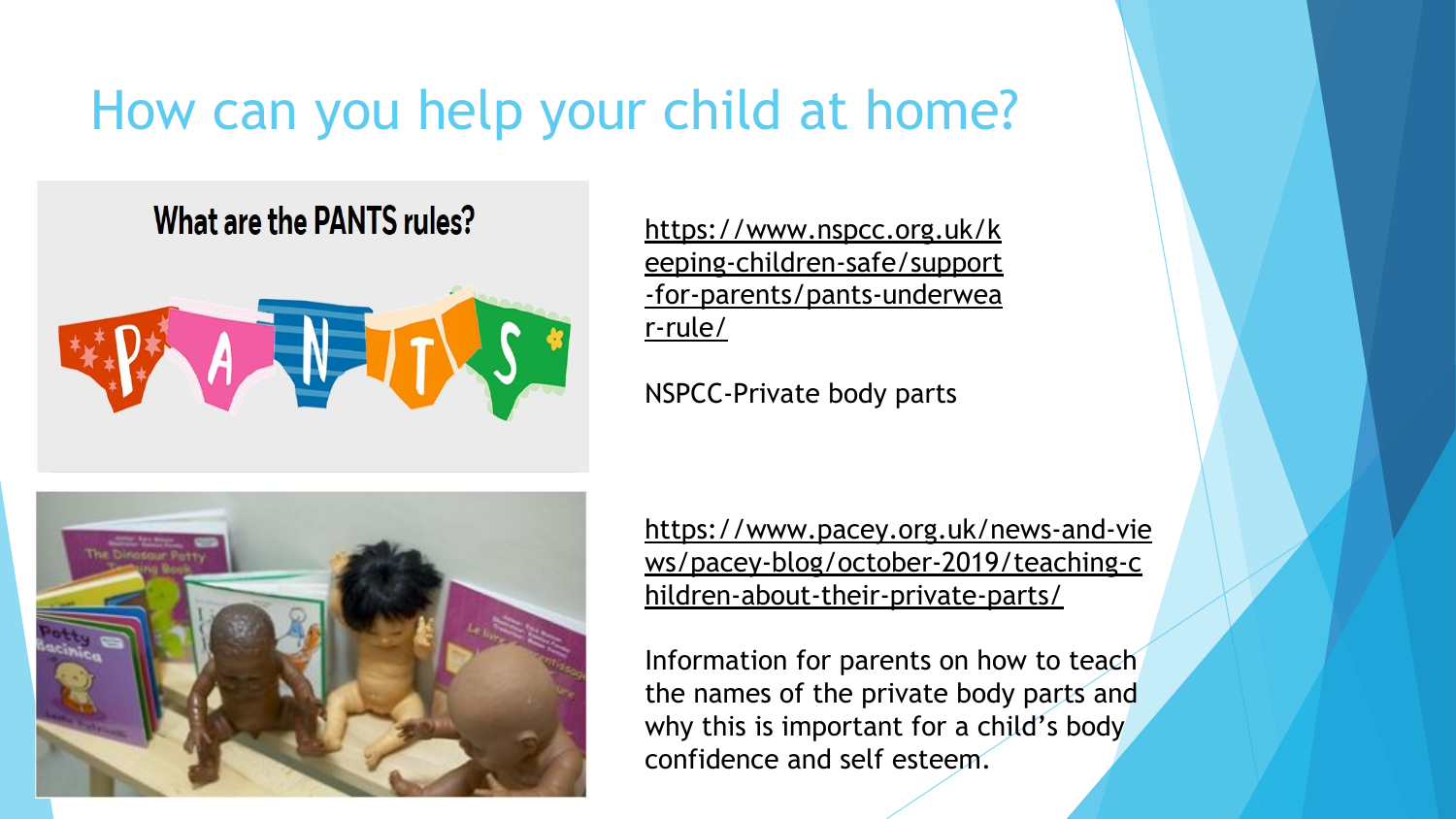# How can you help your child at home?

https://www.nspcc.org.uk/keeping-children-safe/support-for-parents/pants-underwear-rule/

NSPCC-Private body parts

https://www.pacey.org.uk/news-and-views/pacey-blog/october-2019/teaching-children-about-their-private-parts/

Information for parents on how to teach the names of the private body parts and why this is important for a child's body confidence and self esteem.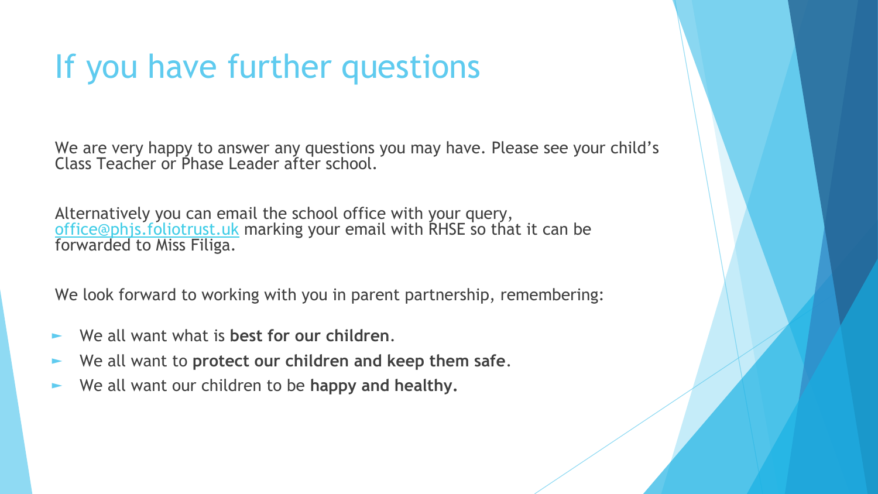# If you have further questions

We are very happy to answer any questions you may have. Please see your child's Class Teacher or Phase Leader after school.

Alternatively you can email the school office with your query, office@phjs.foliotrust.uk marking your email with RHSE so that it can be forwarded to Miss Filiga.

We look forward to working with you in parent partnership, remembering:

- We all want what is **best for our children**.
- We all want to **protect our children and keep them safe**.
- We all want our children to be **happy and healthy.**